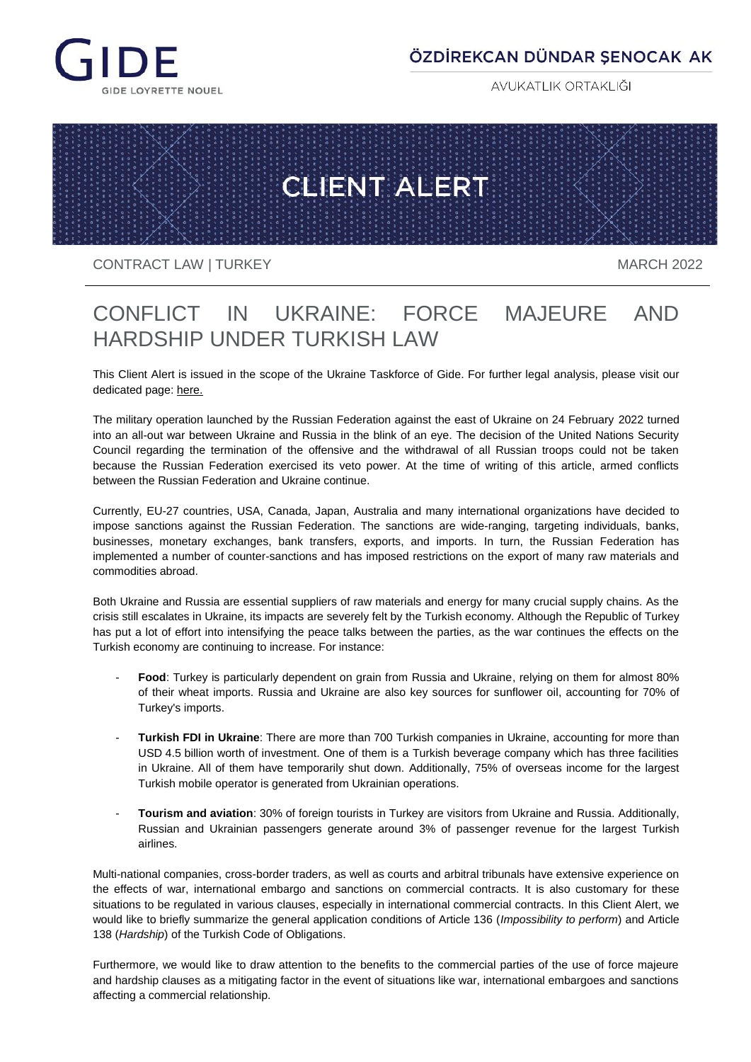GIDE
GIDE LOYRETTE NOUEL

ÖZDİREKCAN DÜNDAR ŞENOCAK AK

AVUKATLIK ORTAKLIĞI

CLIENT ALERT

CONTRACT LAW | TURKEY

MARCH 2022

# CONFLICT IN UKRAINE: FORCE MAJEURE AND HARDSHIP UNDER TURKISH LAW

This Client Alert is issued in the scope of the Ukraine Taskforce of Gide. For further legal analysis, please visit our dedicated page: here.

The military operation launched by the Russian Federation against the east of Ukraine on 24 February 2022 turned into an all-out war between Ukraine and Russia in the blink of an eye. The decision of the United Nations Security Council regarding the termination of the offensive and the withdrawal of all Russian troops could not be taken because the Russian Federation exercised its veto power. At the time of writing of this article, armed conflicts between the Russian Federation and Ukraine continue.

Currently, EU-27 countries, USA, Canada, Japan, Australia and many international organizations have decided to impose sanctions against the Russian Federation. The sanctions are wide-ranging, targeting individuals, banks, businesses, monetary exchanges, bank transfers, exports, and imports. In turn, the Russian Federation has implemented a number of counter-sanctions and has imposed restrictions on the export of many raw materials and commodities abroad.

Both Ukraine and Russia are essential suppliers of raw materials and energy for many crucial supply chains. As the crisis still escalates in Ukraine, its impacts are severely felt by the Turkish economy. Although the Republic of Turkey has put a lot of effort into intensifying the peace talks between the parties, as the war continues the effects on the Turkish economy are continuing to increase. For instance:

- **Food**: Turkey is particularly dependent on grain from Russia and Ukraine, relying on them for almost 80% of their wheat imports. Russia and Ukraine are also key sources for sunflower oil, accounting for 70% of Turkey's imports.
- **Turkish FDI in Ukraine**: There are more than 700 Turkish companies in Ukraine, accounting for more than USD 4.5 billion worth of investment. One of them is a Turkish beverage company which has three facilities in Ukraine. All of them have temporarily shut down. Additionally, 75% of overseas income for the largest Turkish mobile operator is generated from Ukrainian operations.
- **Tourism and aviation**: 30% of foreign tourists in Turkey are visitors from Ukraine and Russia. Additionally, Russian and Ukrainian passengers generate around 3% of passenger revenue for the largest Turkish airlines.

Multi-national companies, cross-border traders, as well as courts and arbitral tribunals have extensive experience on the effects of war, international embargo and sanctions on commercial contracts. It is also customary for these situations to be regulated in various clauses, especially in international commercial contracts. In this Client Alert, we would like to briefly summarize the general application conditions of Article 136 (*Impossibility to perform*) and Article 138 (*Hardship*) of the Turkish Code of Obligations.

Furthermore, we would like to draw attention to the benefits to the commercial parties of the use of force majeure and hardship clauses as a mitigating factor in the event of situations like war, international embargoes and sanctions affecting a commercial relationship.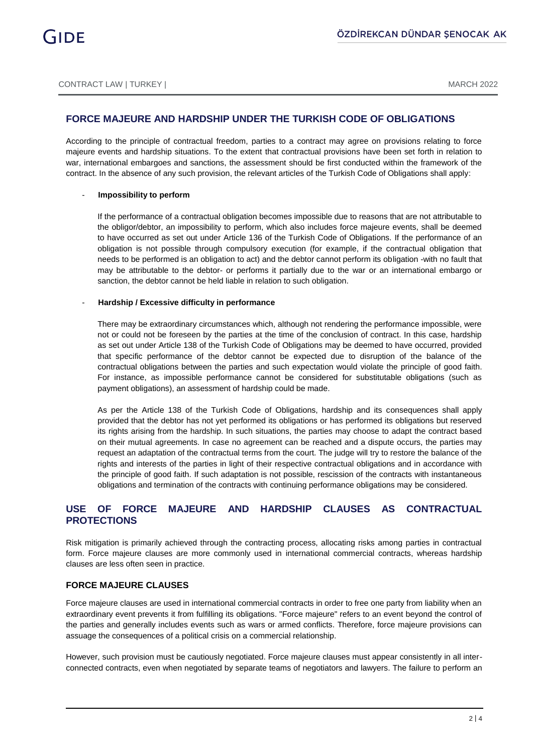## FORCE MAJEURE AND HARDSHIP UNDER THE TURKISH CODE OF OBLIGATIONS

According to the principle of contractual freedom, parties to a contract may agree on provisions relating to force majeure events and hardship situations. To the extent that contractual provisions have been set forth in relation to war, international embargoes and sanctions, the assessment should be first conducted within the framework of the contract. In the absence of any such provision, the relevant articles of the Turkish Code of Obligations shall apply:

- **Impossibility to perform**

  If the performance of a contractual obligation becomes impossible due to reasons that are not attributable to the obligor/debtor, an impossibility to perform, which also includes force majeure events, shall be deemed to have occurred as set out under Article 136 of the Turkish Code of Obligations. If the performance of an obligation is not possible through compulsory execution (for example, if the contractual obligation that needs to be performed is an obligation to act) and the debtor cannot perform its obligation -with no fault that may be attributable to the debtor- or performs it partially due to the war or an international embargo or sanction, the debtor cannot be held liable in relation to such obligation.

- **Hardship / Excessive difficulty in performance**

  There may be extraordinary circumstances which, although not rendering the performance impossible, were not or could not be foreseen by the parties at the time of the conclusion of contract. In this case, hardship as set out under Article 138 of the Turkish Code of Obligations may be deemed to have occurred, provided that specific performance of the debtor cannot be expected due to disruption of the balance of the contractual obligations between the parties and such expectation would violate the principle of good faith. For instance, as impossible performance cannot be considered for substitutable obligations (such as payment obligations), an assessment of hardship could be made.

  As per the Article 138 of the Turkish Code of Obligations, hardship and its consequences shall apply provided that the debtor has not yet performed its obligations or has performed its obligations but reserved its rights arising from the hardship. In such situations, the parties may choose to adapt the contract based on their mutual agreements. In case no agreement can be reached and a dispute occurs, the parties may request an adaptation of the contractual terms from the court. The judge will try to restore the balance of the rights and interests of the parties in light of their respective contractual obligations and in accordance with the principle of good faith. If such adaptation is not possible, rescission of the contracts with instantaneous obligations and termination of the contracts with continuing performance obligations may be considered.

## USE OF FORCE MAJEURE AND HARDSHIP CLAUSES AS CONTRACTUAL PROTECTIONS

Risk mitigation is primarily achieved through the contracting process, allocating risks among parties in contractual form. Force majeure clauses are more commonly used in international commercial contracts, whereas hardship clauses are less often seen in practice.

### FORCE MAJEURE CLAUSES

Force majeure clauses are used in international commercial contracts in order to free one party from liability when an extraordinary event prevents it from fulfilling its obligations. "Force majeure" refers to an event beyond the control of the parties and generally includes events such as wars or armed conflicts. Therefore, force majeure provisions can assuage the consequences of a political crisis on a commercial relationship.

However, such provision must be cautiously negotiated. Force majeure clauses must appear consistently in all inter-connected contracts, even when negotiated by separate teams of negotiators and lawyers. The failure to perform an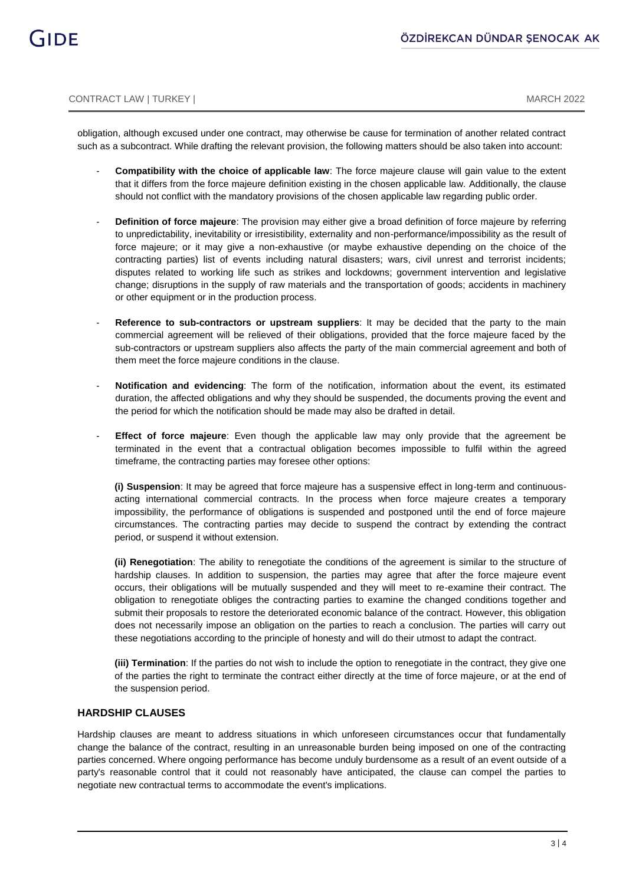obligation, although excused under one contract, may otherwise be cause for termination of another related contract such as a subcontract. While drafting the relevant provision, the following matters should be also taken into account:

- **Compatibility with the choice of applicable law**: The force majeure clause will gain value to the extent that it differs from the force majeure definition existing in the chosen applicable law. Additionally, the clause should not conflict with the mandatory provisions of the chosen applicable law regarding public order.
- **Definition of force majeure**: The provision may either give a broad definition of force majeure by referring to unpredictability, inevitability or irresistibility, externality and non-performance/impossibility as the result of force majeure; or it may give a non-exhaustive (or maybe exhaustive depending on the choice of the contracting parties) list of events including natural disasters; wars, civil unrest and terrorist incidents; disputes related to working life such as strikes and lockdowns; government intervention and legislative change; disruptions in the supply of raw materials and the transportation of goods; accidents in machinery or other equipment or in the production process.
- **Reference to sub-contractors or upstream suppliers**: It may be decided that the party to the main commercial agreement will be relieved of their obligations, provided that the force majeure faced by the sub-contractors or upstream suppliers also affects the party of the main commercial agreement and both of them meet the force majeure conditions in the clause.
- **Notification and evidencing**: The form of the notification, information about the event, its estimated duration, the affected obligations and why they should be suspended, the documents proving the event and the period for which the notification should be made may also be drafted in detail.
- **Effect of force majeure**: Even though the applicable law may only provide that the agreement be terminated in the event that a contractual obligation becomes impossible to fulfil within the agreed timeframe, the contracting parties may foresee other options:

  **(i) Suspension**: It may be agreed that force majeure has a suspensive effect in long-term and continuous-acting international commercial contracts. In the process when force majeure creates a temporary impossibility, the performance of obligations is suspended and postponed until the end of force majeure circumstances. The contracting parties may decide to suspend the contract by extending the contract period, or suspend it without extension.

  **(ii) Renegotiation**: The ability to renegotiate the conditions of the agreement is similar to the structure of hardship clauses. In addition to suspension, the parties may agree that after the force majeure event occurs, their obligations will be mutually suspended and they will meet to re-examine their contract. The obligation to renegotiate obliges the contracting parties to examine the changed conditions together and submit their proposals to restore the deteriorated economic balance of the contract. However, this obligation does not necessarily impose an obligation on the parties to reach a conclusion. The parties will carry out these negotiations according to the principle of honesty and will do their utmost to adapt the contract.

  **(iii) Termination**: If the parties do not wish to include the option to renegotiate in the contract, they give one of the parties the right to terminate the contract either directly at the time of force majeure, or at the end of the suspension period.

## HARDSHIP CLAUSES

Hardship clauses are meant to address situations in which unforeseen circumstances occur that fundamentally change the balance of the contract, resulting in an unreasonable burden being imposed on one of the contracting parties concerned. Where ongoing performance has become unduly burdensome as a result of an event outside of a party's reasonable control that it could not reasonably have anticipated, the clause can compel the parties to negotiate new contractual terms to accommodate the event's implications.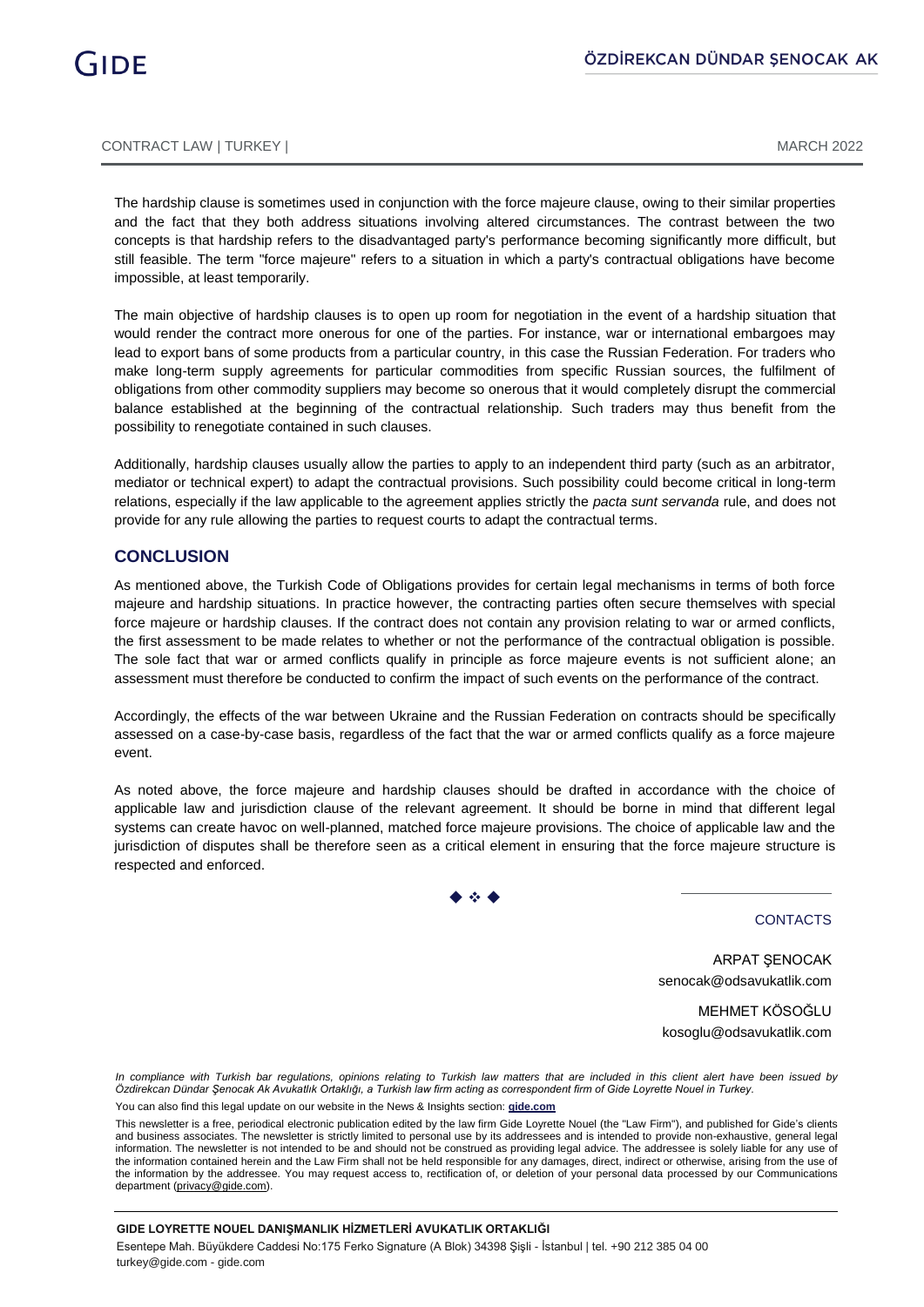The hardship clause is sometimes used in conjunction with the force majeure clause, owing to their similar properties and the fact that they both address situations involving altered circumstances. The contrast between the two concepts is that hardship refers to the disadvantaged party's performance becoming significantly more difficult, but still feasible. The term "force majeure" refers to a situation in which a party's contractual obligations have become impossible, at least temporarily.

The main objective of hardship clauses is to open up room for negotiation in the event of a hardship situation that would render the contract more onerous for one of the parties. For instance, war or international embargoes may lead to export bans of some products from a particular country, in this case the Russian Federation. For traders who make long-term supply agreements for particular commodities from specific Russian sources, the fulfilment of obligations from other commodity suppliers may become so onerous that it would completely disrupt the commercial balance established at the beginning of the contractual relationship. Such traders may thus benefit from the possibility to renegotiate contained in such clauses.

Additionally, hardship clauses usually allow the parties to apply to an independent third party (such as an arbitrator, mediator or technical expert) to adapt the contractual provisions. Such possibility could become critical in long-term relations, especially if the law applicable to the agreement applies strictly the *pacta sunt servanda* rule, and does not provide for any rule allowing the parties to request courts to adapt the contractual terms.

## CONCLUSION

As mentioned above, the Turkish Code of Obligations provides for certain legal mechanisms in terms of both force majeure and hardship situations. In practice however, the contracting parties often secure themselves with special force majeure or hardship clauses. If the contract does not contain any provision relating to war or armed conflicts, the first assessment to be made relates to whether or not the performance of the contractual obligation is possible. The sole fact that war or armed conflicts qualify in principle as force majeure events is not sufficient alone; an assessment must therefore be conducted to confirm the impact of such events on the performance of the contract.

Accordingly, the effects of the war between Ukraine and the Russian Federation on contracts should be specifically assessed on a case-by-case basis, regardless of the fact that the war or armed conflicts qualify as a force majeure event.

As noted above, the force majeure and hardship clauses should be drafted in accordance with the choice of applicable law and jurisdiction clause of the relevant agreement. It should be borne in mind that different legal systems can create havoc on well-planned, matched force majeure provisions. The choice of applicable law and the jurisdiction of disputes shall be therefore seen as a critical element in ensuring that the force majeure structure is respected and enforced.

◆ ❖ ◆

CONTACTS

ARPAT ŞENOCAK
senocak@odsavukatlik.com

MEHMET KÖSOĞLU
kosoglu@odsavukatlik.com

*In compliance with Turkish bar regulations, opinions relating to Turkish law matters that are included in this client alert have been issued by Özdirekcan Dündar Şenocak Ak Avukatlık Ortaklığı, a Turkish law firm acting as correspondent firm of Gide Loyrette Nouel in Turkey.*

You can also find this legal update on our website in the News & Insights section: **gide.com**

This newsletter is a free, periodical electronic publication edited by the law firm Gide Loyrette Nouel (the "Law Firm"), and published for Gide's clients and business associates. The newsletter is strictly limited to personal use by its addressees and is intended to provide non-exhaustive, general legal information. The newsletter is not intended to be and should not be construed as providing legal advice. The addressee is solely liable for any use of the information contained herein and the Law Firm shall not be held responsible for any damages, direct, indirect or otherwise, arising from the use of the information by the addressee. You may request access to, rectification of, or deletion of your personal data processed by our Communications department (privacy@gide.com).

**GIDE LOYRETTE NOUEL DANIŞMANLIK HİZMETLERİ AVUKATLIK ORTAKLIĞI**

Esentepe Mah. Büyükdere Caddesi No:175 Ferko Signature (A Blok) 34398 Şişli - İstanbul | tel. +90 212 385 04 00
turkey@gide.com - gide.com